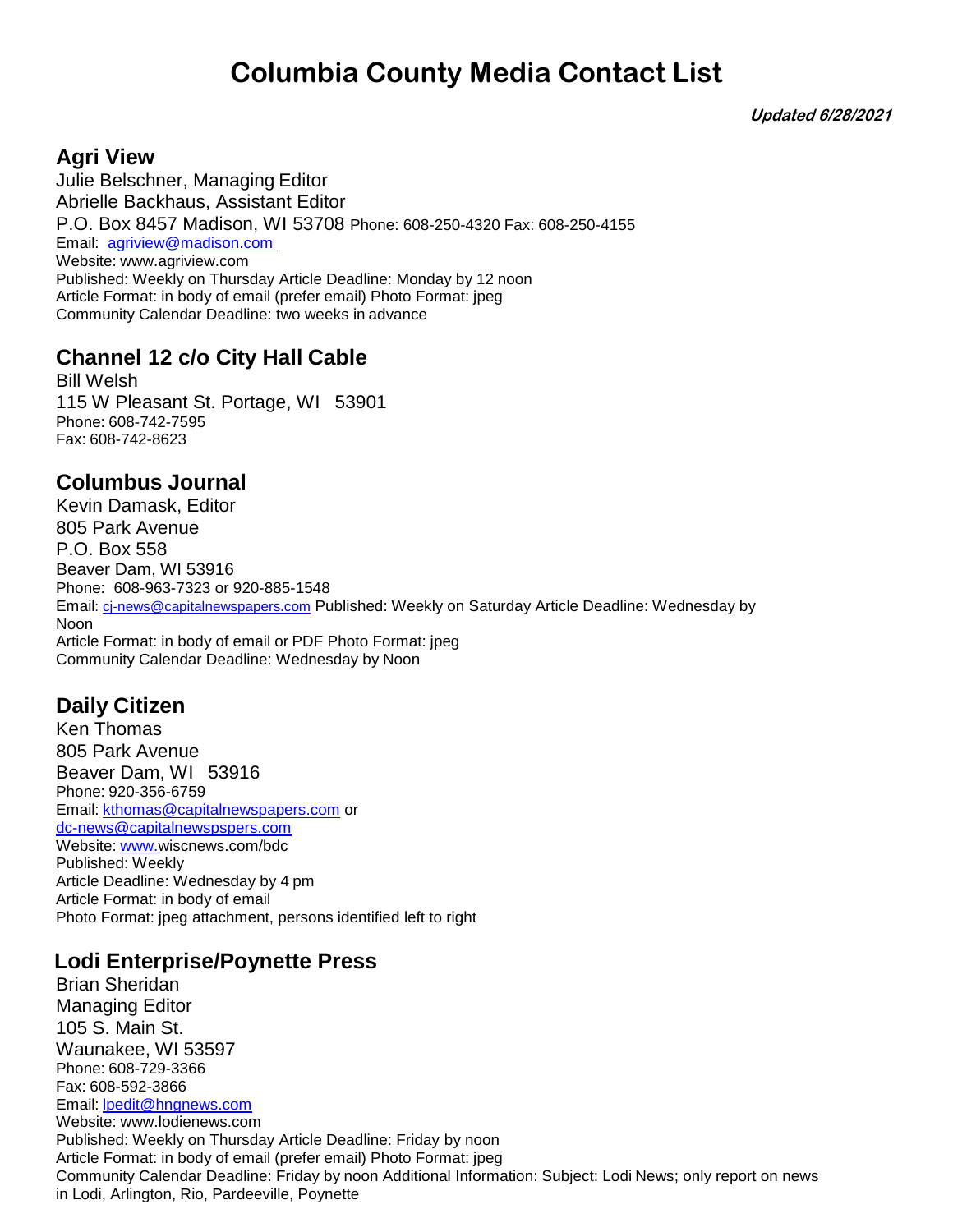# Columbia County Media Contact List

***Updated 6/28/2021***

## Agri View

Julie Belschner, Managing Editor
Abrielle Backhaus, Assistant Editor
P.O. Box 8457 Madison, WI 53708 Phone: 608-250-4320 Fax: 608-250-4155
Email: agriview@madison.com
Website: www.agriview.com
Published: Weekly on Thursday Article Deadline: Monday by 12 noon
Article Format: in body of email (prefer email) Photo Format: jpeg
Community Calendar Deadline: two weeks in advance

## Channel 12 c/o City Hall Cable

Bill Welsh
115 W Pleasant St. Portage, WI 53901
Phone: 608-742-7595
Fax: 608-742-8623

## Columbus Journal

Kevin Damask, Editor
805 Park Avenue
P.O. Box 558
Beaver Dam, WI 53916
Phone: 608-963-7323 or 920-885-1548
Email: cj-news@capitalnewspapers.com Published: Weekly on Saturday Article Deadline: Wednesday by Noon
Article Format: in body of email or PDF Photo Format: jpeg
Community Calendar Deadline: Wednesday by Noon

## Daily Citizen

Ken Thomas
805 Park Avenue
Beaver Dam, WI 53916
Phone: 920-356-6759
Email: kthomas@capitalnewspapers.com or
dc-news@capitalnewspspers.com
Website: www.wiscnews.com/bdc
Published: Weekly
Article Deadline: Wednesday by 4 pm
Article Format: in body of email
Photo Format: jpeg attachment, persons identified left to right

## Lodi Enterprise/Poynette Press

Brian Sheridan
Managing Editor
105 S. Main St.
Waunakee, WI 53597
Phone: 608-729-3366
Fax: 608-592-3866
Email: lpedit@hngnews.com
Website: www.lodienews.com
Published: Weekly on Thursday Article Deadline: Friday by noon
Article Format: in body of email (prefer email) Photo Format: jpeg
Community Calendar Deadline: Friday by noon Additional Information: Subject: Lodi News; only report on news in Lodi, Arlington, Rio, Pardeeville, Poynette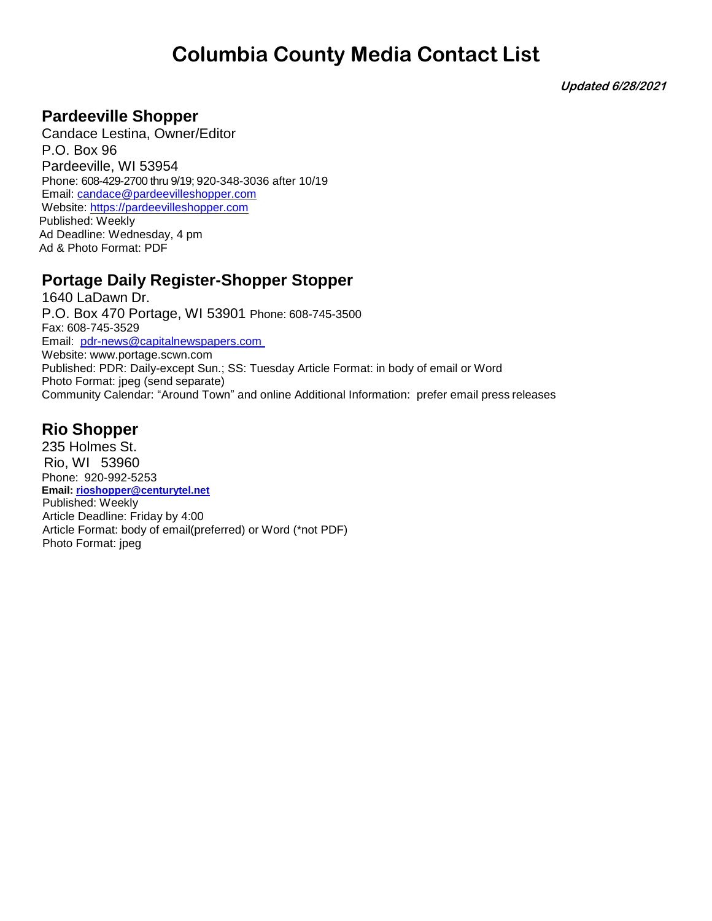# Columbia County Media Contact List

***Updated 6/28/2021***

## Pardeeville Shopper

Candace Lestina, Owner/Editor
P.O. Box 96
Pardeeville, WI 53954
Phone: 608-429-2700 thru 9/19; 920-348-3036 after 10/19
Email: candace@pardeevilleshopper.com
Website: https://pardeevilleshopper.com
Published: Weekly
Ad Deadline: Wednesday, 4 pm
Ad & Photo Format: PDF

## Portage Daily Register-Shopper Stopper

1640 LaDawn Dr.
P.O. Box 470 Portage, WI 53901 Phone: 608-745-3500
Fax: 608-745-3529
Email: pdr-news@capitalnewspapers.com
Website: www.portage.scwn.com
Published: PDR: Daily-except Sun.; SS: Tuesday Article Format: in body of email or Word
Photo Format: jpeg (send separate)
Community Calendar: "Around Town" and online Additional Information: prefer email press releases

## Rio Shopper

235 Holmes St.
Rio, WI 53960
Phone: 920-992-5253
**Email: rioshopper@centurytel.net**
Published: Weekly
Article Deadline: Friday by 4:00
Article Format: body of email(preferred) or Word (*not PDF)
Photo Format: jpeg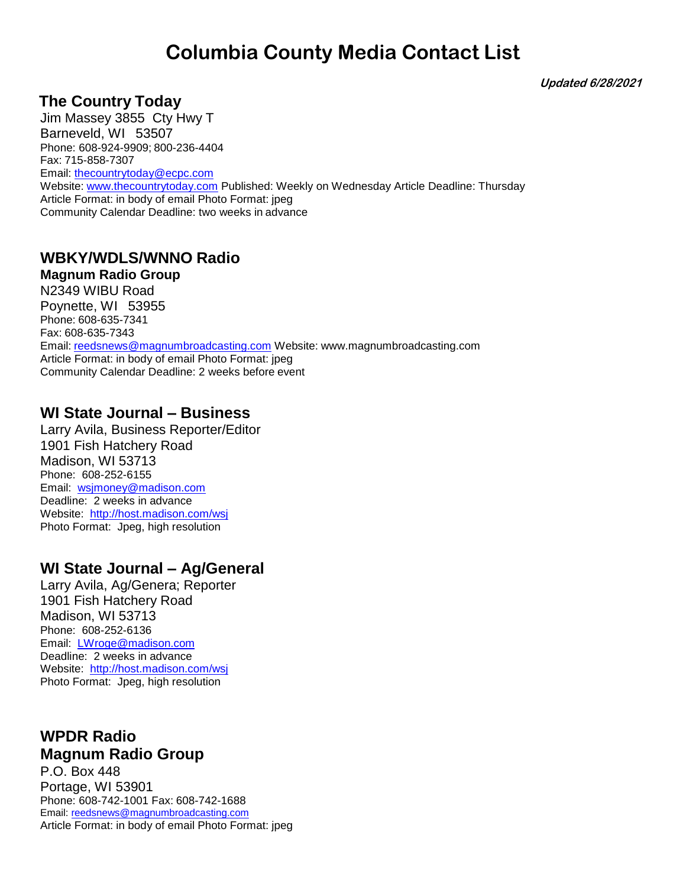# Columbia County Media Contact List

***Updated 6/28/2021***

## The Country Today

Jim Massey 3855 Cty Hwy T
Barneveld, WI 53507
Phone: 608-924-9909; 800-236-4404
Fax: 715-858-7307
Email: thecountrytoday@ecpc.com
Website: www.thecountrytoday.com Published: Weekly on Wednesday Article Deadline: Thursday
Article Format: in body of email Photo Format: jpeg
Community Calendar Deadline: two weeks in advance

## WBKY/WDLS/WNNO Radio

**Magnum Radio Group**

N2349 WIBU Road
Poynette, WI 53955
Phone: 608-635-7341
Fax: 608-635-7343
Email: reedsnews@magnumbroadcasting.com Website: www.magnumbroadcasting.com
Article Format: in body of email Photo Format: jpeg
Community Calendar Deadline: 2 weeks before event

## WI State Journal – Business

Larry Avila, Business Reporter/Editor
1901 Fish Hatchery Road
Madison, WI 53713
Phone: 608-252-6155
Email: wsjmoney@madison.com
Deadline: 2 weeks in advance
Website: http://host.madison.com/wsj
Photo Format: Jpeg, high resolution

## WI State Journal – Ag/General

Larry Avila, Ag/Genera; Reporter
1901 Fish Hatchery Road
Madison, WI 53713
Phone: 608-252-6136
Email: LWroge@madison.com
Deadline: 2 weeks in advance
Website: http://host.madison.com/wsj
Photo Format: Jpeg, high resolution

## WPDR Radio
## Magnum Radio Group

P.O. Box 448
Portage, WI 53901
Phone: 608-742-1001 Fax: 608-742-1688
Email: reedsnews@magnumbroadcasting.com
Article Format: in body of email Photo Format: jpeg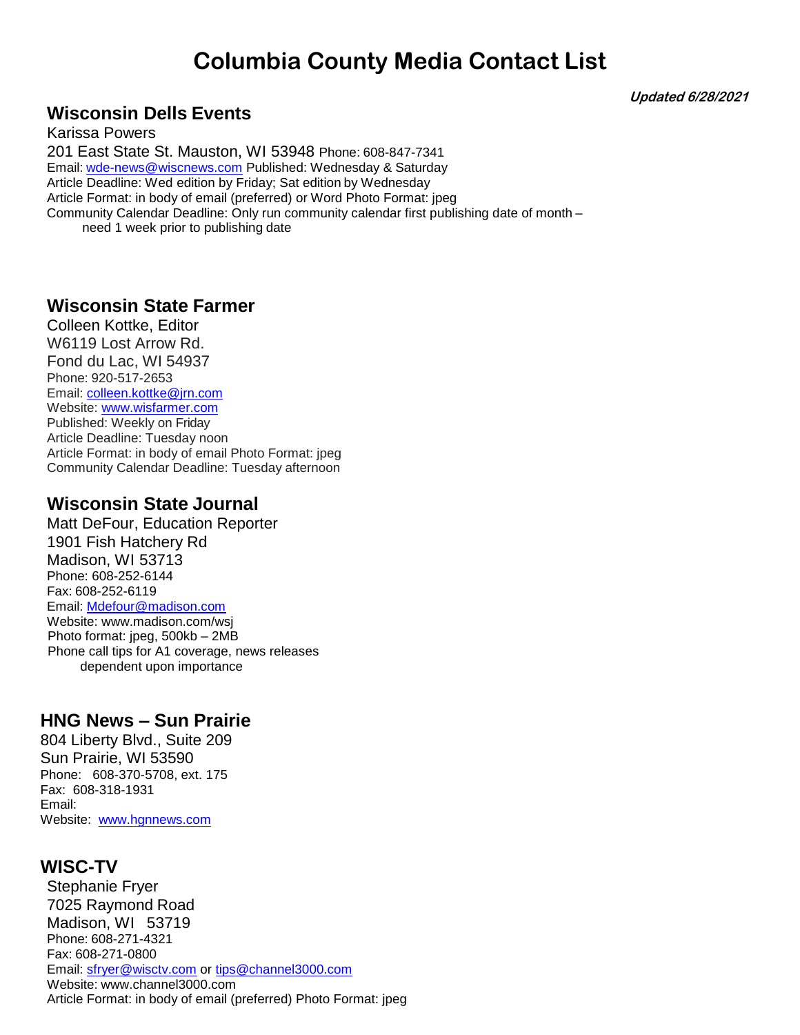# Columbia County Media Contact List

***Updated 6/28/2021***

## Wisconsin Dells Events

Karissa Powers
201 East State St. Mauston, WI 53948 Phone: 608-847-7341
Email: wde-news@wiscnews.com Published: Wednesday & Saturday
Article Deadline: Wed edition by Friday; Sat edition by Wednesday
Article Format: in body of email (preferred) or Word Photo Format: jpeg
Community Calendar Deadline: Only run community calendar first publishing date of month – need 1 week prior to publishing date

## Wisconsin State Farmer

Colleen Kottke, Editor
W6119 Lost Arrow Rd.
Fond du Lac, WI 54937
Phone: 920-517-2653
Email: colleen.kottke@jrn.com
Website: www.wisfarmer.com
Published: Weekly on Friday
Article Deadline: Tuesday noon
Article Format: in body of email Photo Format: jpeg
Community Calendar Deadline: Tuesday afternoon

## Wisconsin State Journal

Matt DeFour, Education Reporter
1901 Fish Hatchery Rd
Madison, WI 53713
Phone: 608-252-6144
Fax: 608-252-6119
Email: Mdefour@madison.com
Website: www.madison.com/wsj
Photo format: jpeg, 500kb – 2MB
Phone call tips for A1 coverage, news releases dependent upon importance

## HNG News – Sun Prairie

804 Liberty Blvd., Suite 209
Sun Prairie, WI 53590
Phone: 608-370-5708, ext. 175
Fax: 608-318-1931
Email:
Website: www.hgnnews.com

## WISC-TV

Stephanie Fryer
7025 Raymond Road
Madison, WI 53719
Phone: 608-271-4321
Fax: 608-271-0800
Email: sfryer@wisctv.com or tips@channel3000.com
Website: www.channel3000.com
Article Format: in body of email (preferred) Photo Format: jpeg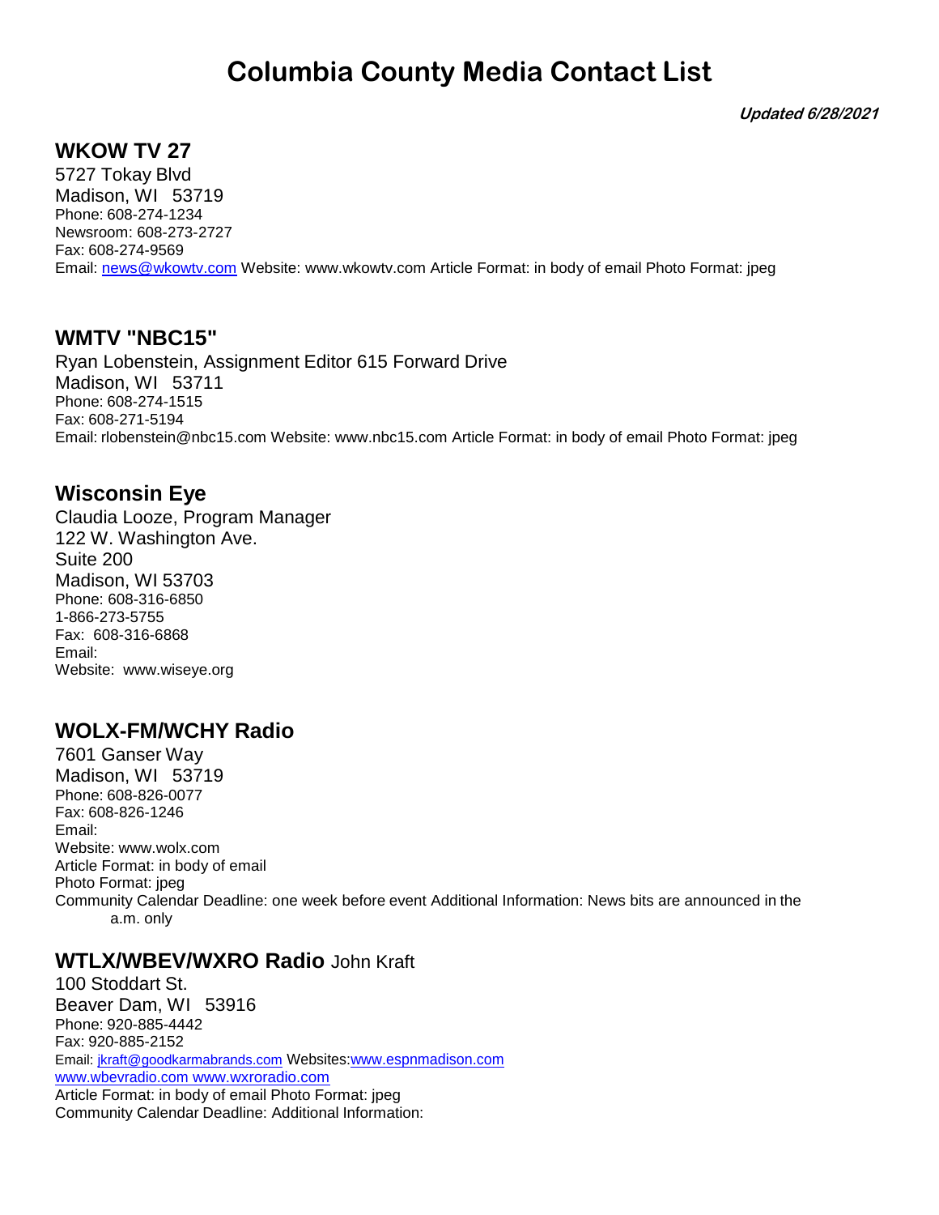# Columbia County Media Contact List

***Updated 6/28/2021***

## WKOW TV 27

5727 Tokay Blvd
Madison, WI 53719
Phone: 608-274-1234
Newsroom: 608-273-2727
Fax: 608-274-9569
Email: news@wkowtv.com Website: www.wkowtv.com Article Format: in body of email Photo Format: jpeg

## WMTV "NBC15"

Ryan Lobenstein, Assignment Editor 615 Forward Drive
Madison, WI 53711
Phone: 608-274-1515
Fax: 608-271-5194
Email: rlobenstein@nbc15.com Website: www.nbc15.com Article Format: in body of email Photo Format: jpeg

## Wisconsin Eye

Claudia Looze, Program Manager
122 W. Washington Ave.
Suite 200
Madison, WI 53703
Phone: 608-316-6850
1-866-273-5755
Fax: 608-316-6868
Email:
Website: www.wiseye.org

## WOLX-FM/WCHY Radio

7601 Ganser Way
Madison, WI 53719
Phone: 608-826-0077
Fax: 608-826-1246
Email:
Website: www.wolx.com
Article Format: in body of email
Photo Format: jpeg
Community Calendar Deadline: one week before event Additional Information: News bits are announced in the a.m. only

## WTLX/WBEV/WXRO Radio John Kraft

100 Stoddart St.
Beaver Dam, WI 53916
Phone: 920-885-4442
Fax: 920-885-2152
Email: jkraft@goodkarmabrands.com Websites: www.espnmadison.com www.wbevradio.com www.wxroradio.com
Article Format: in body of email Photo Format: jpeg
Community Calendar Deadline: Additional Information: